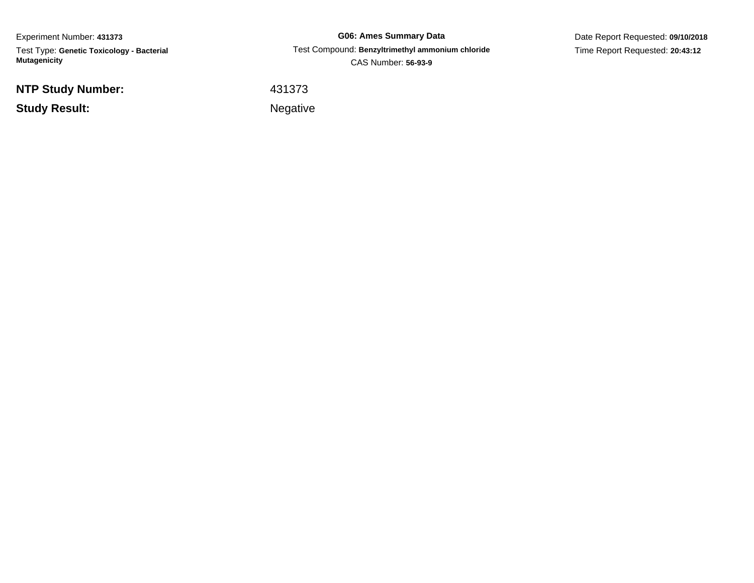Experiment Number: **431373**

Test Type: **Genetic Toxicology - Bacterial Mutagenicity**

**G06: Ames Summary Data**

Test Compound: **Benzyltrimethyl ammonium chloride**

CAS Number: **56-93-9**

Date Report Requested: **09/10/2018**

Time Report Requested: **20:43:12**

**NTP Study Number:** 431373

**Study Result:** Negative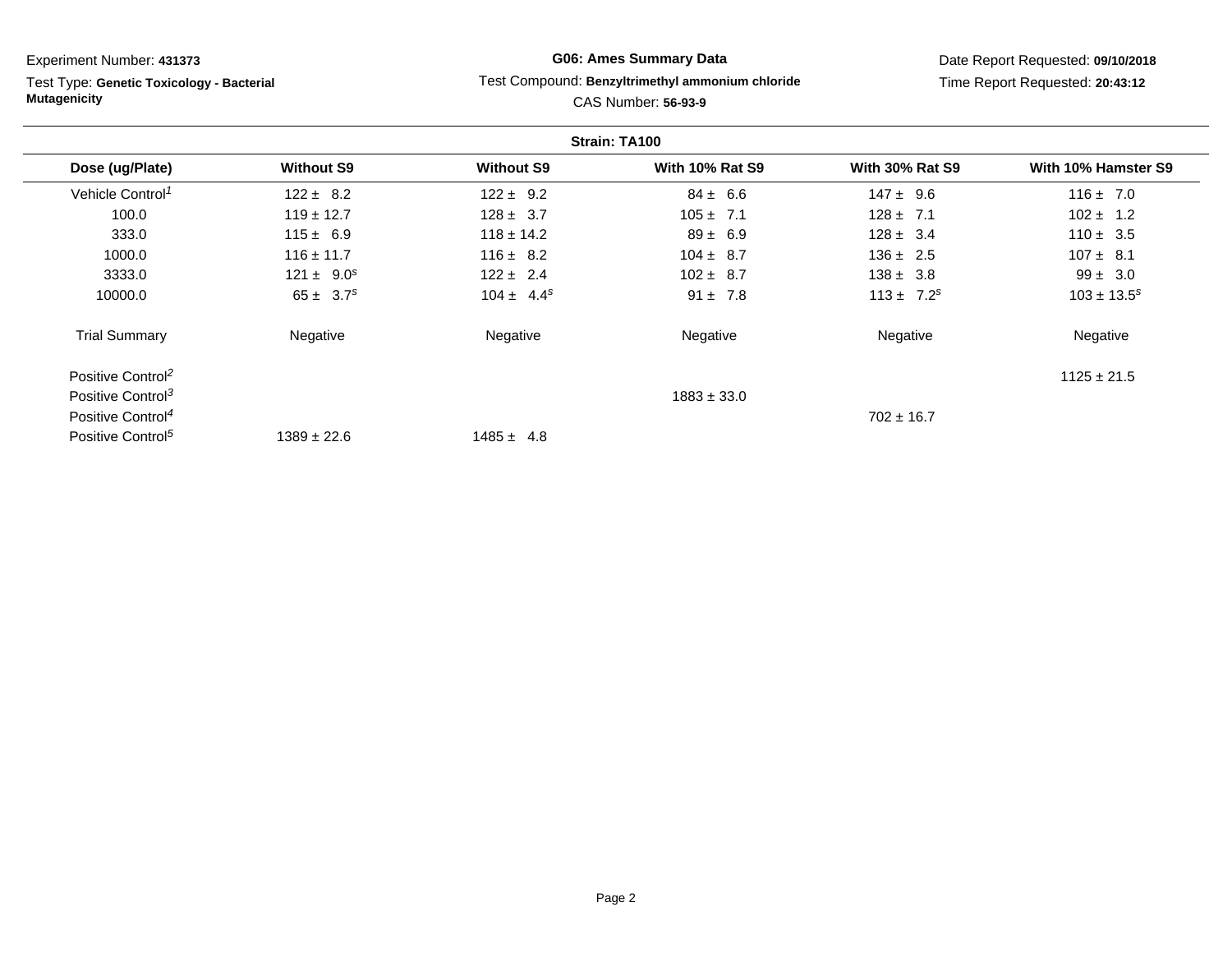Experiment Number: **431373**

Test Type: **Genetic Toxicology - Bacterial Mutagenicity**

**G06: Ames Summary Data**

Test Compound: **Benzyltrimethyl ammonium chloride**

CAS Number: **56-93-9**

Date Report Requested: **09/10/2018**

Time Report Requested: **20:43:12**

**Strain: TA100**

| Dose (ug/Plate) | Without S9 | Without S9 | With 10% Rat S9 | With 30% Rat S9 | With 10% Hamster S9 |
|---|---|---|---|---|---|
| Vehicle Control[1] | 122 ± 8.2 | 122 ± 9.2 | 84 ± 6.6 | 147 ± 9.6 | 116 ± 7.0 |
| 100.0 | 119 ± 12.7 | 128 ± 3.7 | 105 ± 7.1 | 128 ± 7.1 | 102 ± 1.2 |
| 333.0 | 115 ± 6.9 | 118 ± 14.2 | 89 ± 6.9 | 128 ± 3.4 | 110 ± 3.5 |
| 1000.0 | 116 ± 11.7 | 116 ± 8.2 | 104 ± 8.7 | 136 ± 2.5 | 107 ± 8.1 |
| 3333.0 | 121 ± 9.0[s] | 122 ± 2.4 | 102 ± 8.7 | 138 ± 3.8 | 99 ± 3.0 |
| 10000.0 | 65 ± 3.7[s] | 104 ± 4.4[s] | 91 ± 7.8 | 113 ± 7.2[s] | 103 ± 13.5[s] |
| Trial Summary | Negative | Negative | Negative | Negative | Negative |
| Positive Control[2] | | | | | 1125 ± 21.5 |
| Positive Control[3] | | | 1883 ± 33.0 | | |
| Positive Control[4] | | | | 702 ± 16.7 | |
| Positive Control[5] | 1389 ± 22.6 | 1485 ± 4.8 | | | |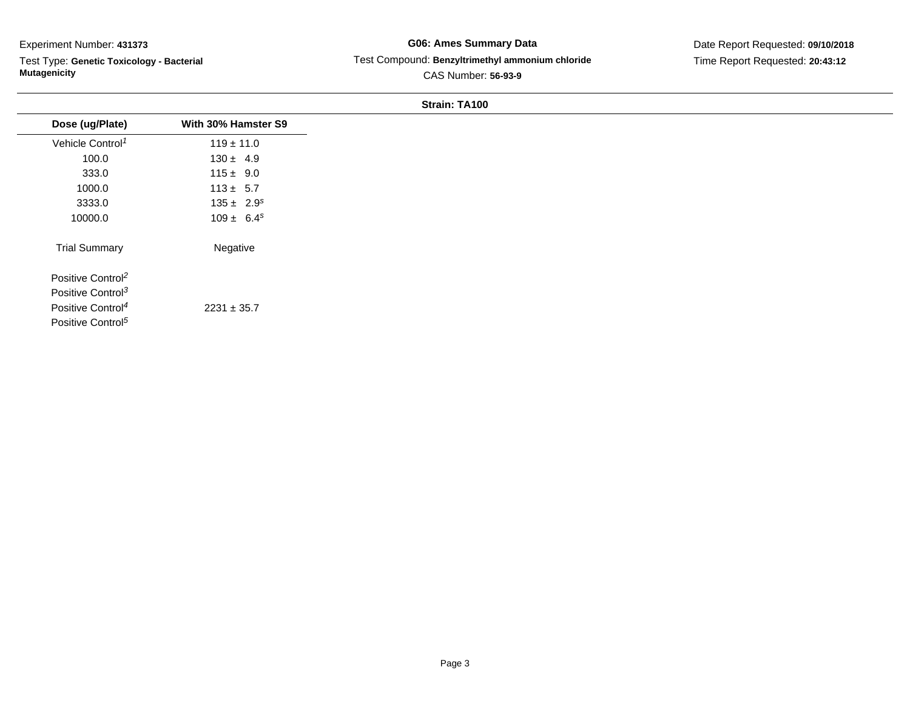Experiment Number: **431373**

Test Type: **Genetic Toxicology - Bacterial Mutagenicity**

**G06: Ames Summary Data**

Test Compound: **Benzyltrimethyl ammonium chloride**

CAS Number: **56-93-9**

Date Report Requested: **09/10/2018**

Time Report Requested: **20:43:12**

**Strain: TA100**

| Dose (ug/Plate) | With 30% Hamster S9 |
|---|---|
| Vehicle Control[1] | 119 ± 11.0 |
| 100.0 | 130 ± 4.9 |
| 333.0 | 115 ± 9.0 |
| 1000.0 | 113 ± 5.7 |
| 3333.0 | 135 ± 2.9[s] |
| 10000.0 | 109 ± 6.4[s] |
| Trial Summary | Negative |
| Positive Control[2] | |
| Positive Control[3] | |
| Positive Control[4] | 2231 ± 35.7 |
| Positive Control[5] | |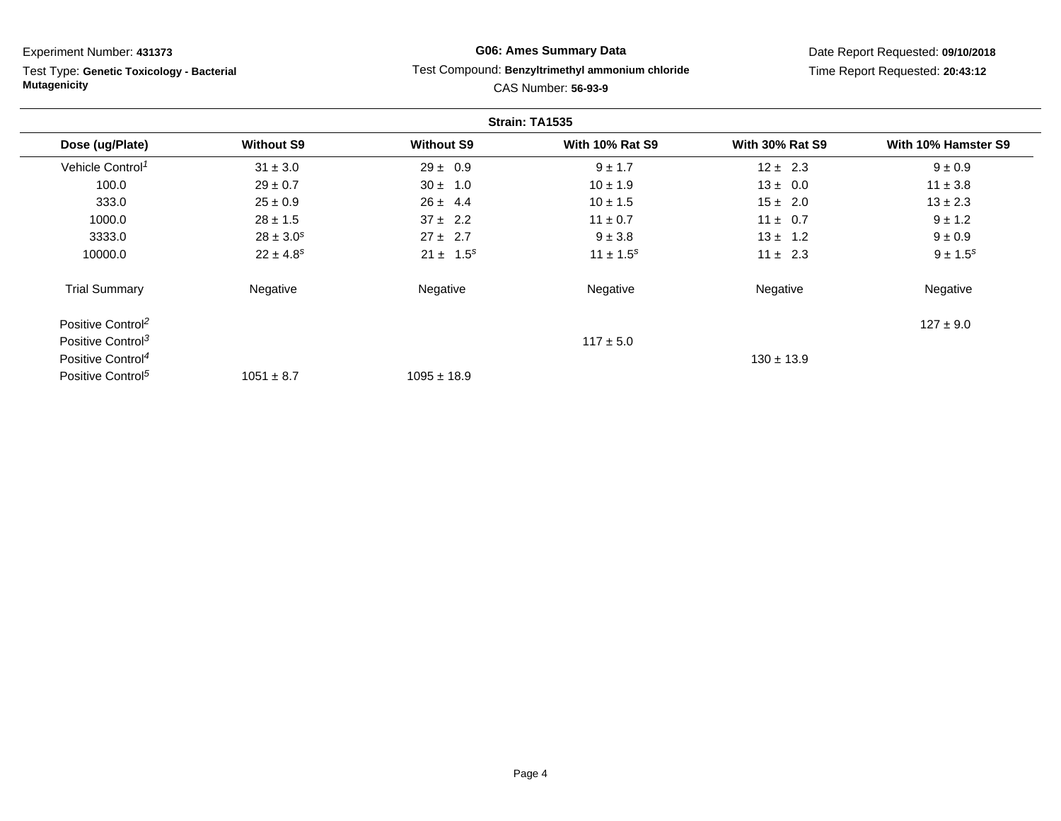Experiment Number: **431373**

Test Type: **Genetic Toxicology - Bacterial Mutagenicity**

**G06: Ames Summary Data**

Test Compound: **Benzyltrimethyl ammonium chloride**

CAS Number: **56-93-9**

Date Report Requested: **09/10/2018**

Time Report Requested: **20:43:12**

**Strain: TA1535**

| Dose (ug/Plate) | Without S9 | Without S9 | With 10% Rat S9 | With 30% Rat S9 | With 10% Hamster S9 |
|---|---|---|---|---|---|
| Vehicle Control[1] | 31 ± 3.0 | 29 ± 0.9 | 9 ± 1.7 | 12 ± 2.3 | 9 ± 0.9 |
| 100.0 | 29 ± 0.7 | 30 ± 1.0 | 10 ± 1.9 | 13 ± 0.0 | 11 ± 3.8 |
| 333.0 | 25 ± 0.9 | 26 ± 4.4 | 10 ± 1.5 | 15 ± 2.0 | 13 ± 2.3 |
| 1000.0 | 28 ± 1.5 | 37 ± 2.2 | 11 ± 0.7 | 11 ± 0.7 | 9 ± 1.2 |
| 3333.0 | 28 ± 3.0[s] | 27 ± 2.7 | 9 ± 3.8 | 13 ± 1.2 | 9 ± 0.9 |
| 10000.0 | 22 ± 4.8[s] | 21 ± 1.5[s] | 11 ± 1.5[s] | 11 ± 2.3 | 9 ± 1.5[s] |
| Trial Summary | Negative | Negative | Negative | Negative | Negative |
| Positive Control[2] | | | | | 127 ± 9.0 |
| Positive Control[3] | | | 117 ± 5.0 | | |
| Positive Control[4] | | | | 130 ± 13.9 | |
| Positive Control[5] | 1051 ± 8.7 | 1095 ± 18.9 | | | |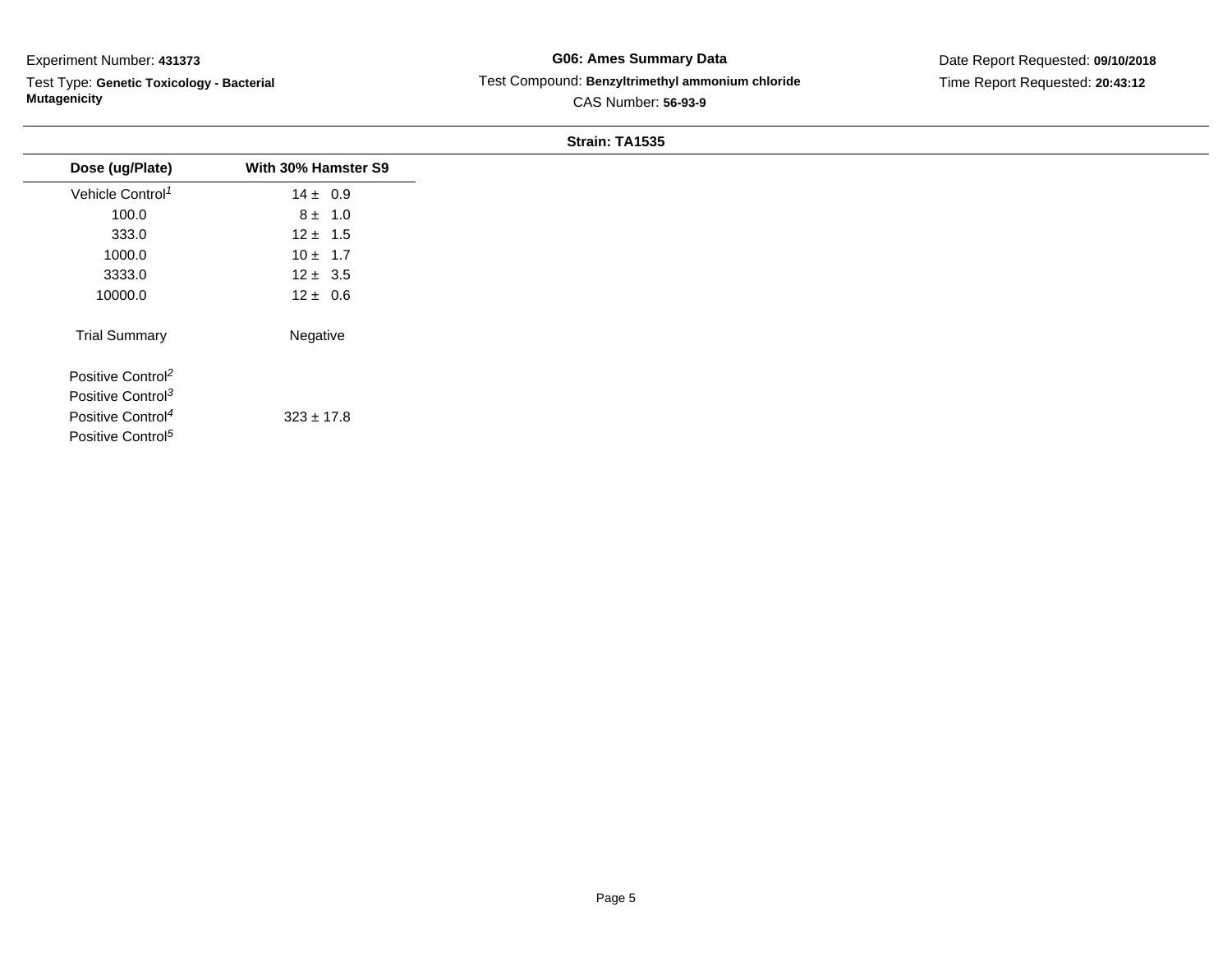Experiment Number: **431373**

Test Type: **Genetic Toxicology - Bacterial Mutagenicity**

**G06: Ames Summary Data**

Test Compound: **Benzyltrimethyl ammonium chloride**

CAS Number: **56-93-9**

Date Report Requested: **09/10/2018**

Time Report Requested: **20:43:12**

**Strain: TA1535**

| Dose (ug/Plate) | With 30% Hamster S9 |
|---|---|
| Vehicle Control[1] | 14 ± 0.9 |
| 100.0 | 8 ± 1.0 |
| 333.0 | 12 ± 1.5 |
| 1000.0 | 10 ± 1.7 |
| 3333.0 | 12 ± 3.5 |
| 10000.0 | 12 ± 0.6 |
| Trial Summary | Negative |
| Positive Control[2] | |
| Positive Control[3] | |
| Positive Control[4] | 323 ± 17.8 |
| Positive Control[5] | |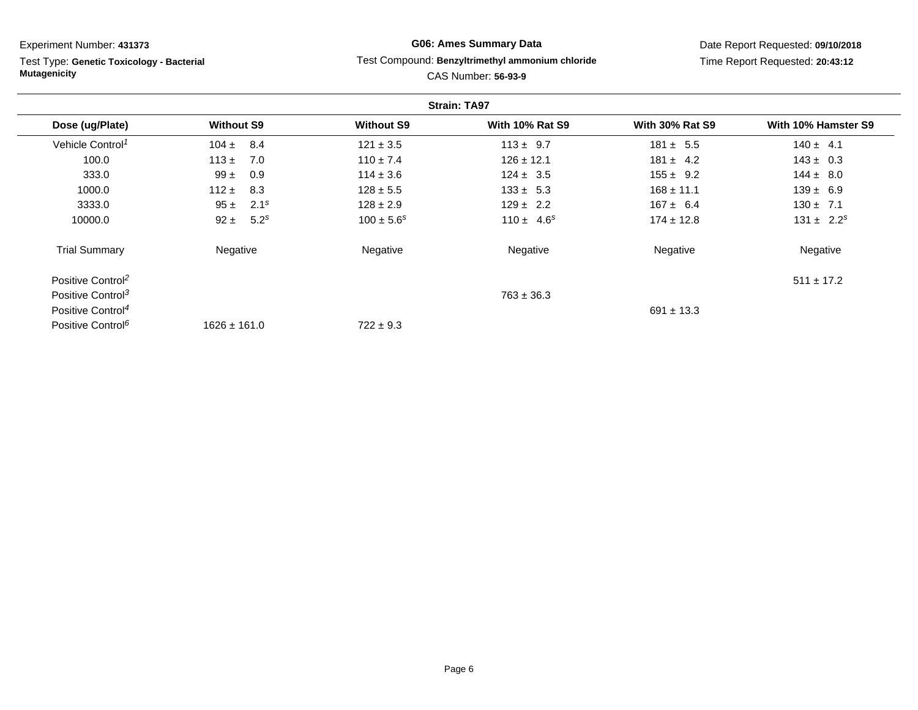Experiment Number: **431373**

Test Type: **Genetic Toxicology - Bacterial Mutagenicity**

**G06: Ames Summary Data**

Test Compound: **Benzyltrimethyl ammonium chloride**

CAS Number: **56-93-9**

Date Report Requested: **09/10/2018**

Time Report Requested: **20:43:12**

**Strain: TA97**

| Dose (ug/Plate) | Without S9 | Without S9 | With 10% Rat S9 | With 30% Rat S9 | With 10% Hamster S9 |
|---|---|---|---|---|---|
| Vehicle Control[1] | 104 ± 8.4 | 121 ± 3.5 | 113 ± 9.7 | 181 ± 5.5 | 140 ± 4.1 |
| 100.0 | 113 ± 7.0 | 110 ± 7.4 | 126 ± 12.1 | 181 ± 4.2 | 143 ± 0.3 |
| 333.0 | 99 ± 0.9 | 114 ± 3.6 | 124 ± 3.5 | 155 ± 9.2 | 144 ± 8.0 |
| 1000.0 | 112 ± 8.3 | 128 ± 5.5 | 133 ± 5.3 | 168 ± 11.1 | 139 ± 6.9 |
| 3333.0 | 95 ± 2.1[s] | 128 ± 2.9 | 129 ± 2.2 | 167 ± 6.4 | 130 ± 7.1 |
| 10000.0 | 92 ± 5.2[s] | 100 ± 5.6[s] | 110 ± 4.6[s] | 174 ± 12.8 | 131 ± 2.2[s] |
| Trial Summary | Negative | Negative | Negative | Negative | Negative |
| Positive Control[2] | | | | | 511 ± 17.2 |
| Positive Control[3] | | | 763 ± 36.3 | | |
| Positive Control[4] | | | | 691 ± 13.3 | |
| Positive Control[6] | 1626 ± 161.0 | 722 ± 9.3 | | | |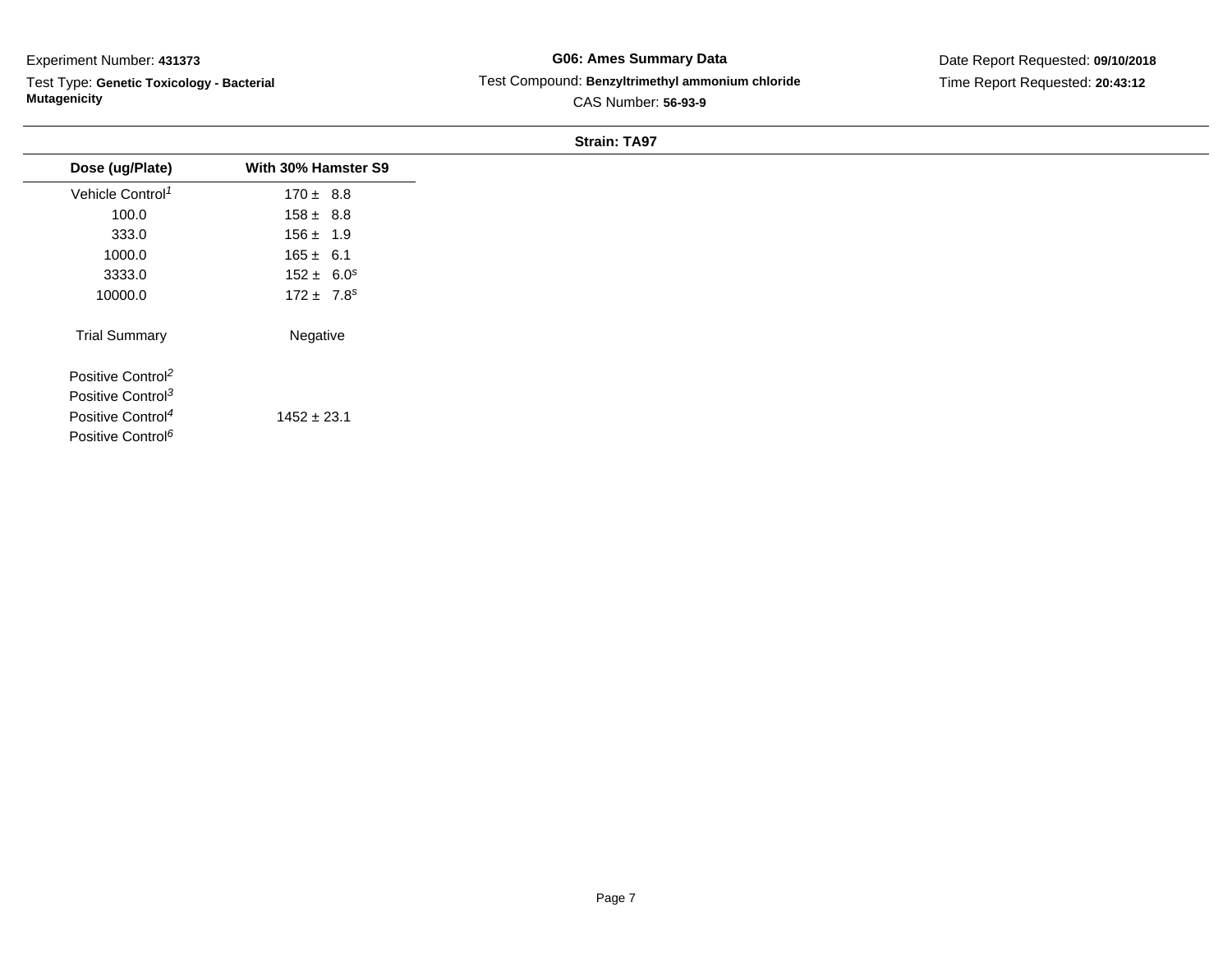Experiment Number: **431373**

Test Type: **Genetic Toxicology - Bacterial Mutagenicity**

**G06: Ames Summary Data**

Test Compound: **Benzyltrimethyl ammonium chloride**

CAS Number: **56-93-9**

Date Report Requested: **09/10/2018**

Time Report Requested: **20:43:12**

**Strain: TA97**

| Dose (ug/Plate) | With 30% Hamster S9 |
|---|---|
| Vehicle Control[1] | 170 ± 8.8 |
| 100.0 | 158 ± 8.8 |
| 333.0 | 156 ± 1.9 |
| 1000.0 | 165 ± 6.1 |
| 3333.0 | 152 ± 6.0[s] |
| 10000.0 | 172 ± 7.8[s] |
| Trial Summary | Negative |
| Positive Control[2] | |
| Positive Control[3] | |
| Positive Control[4] | 1452 ± 23.1 |
| Positive Control[6] | |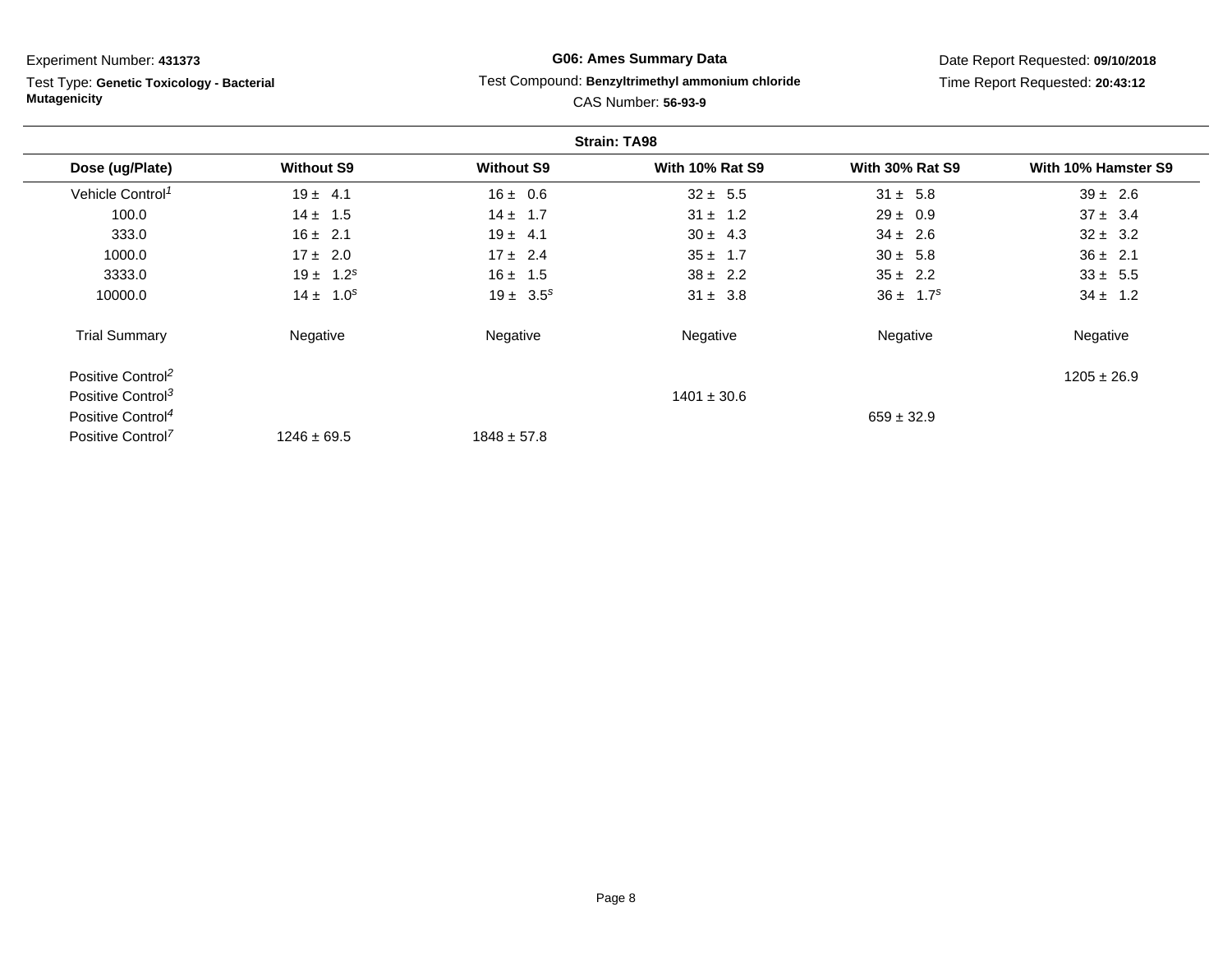Experiment Number: **431373**

Test Type: **Genetic Toxicology - Bacterial Mutagenicity**

**G06: Ames Summary Data**

Test Compound: **Benzyltrimethyl ammonium chloride**

CAS Number: **56-93-9**

Date Report Requested: **09/10/2018**

Time Report Requested: **20:43:12**

**Strain: TA98**

| Dose (ug/Plate) | Without S9 | Without S9 | With 10% Rat S9 | With 30% Rat S9 | With 10% Hamster S9 |
|---|---|---|---|---|---|
| Vehicle Control[1] | 19 ± 4.1 | 16 ± 0.6 | 32 ± 5.5 | 31 ± 5.8 | 39 ± 2.6 |
| 100.0 | 14 ± 1.5 | 14 ± 1.7 | 31 ± 1.2 | 29 ± 0.9 | 37 ± 3.4 |
| 333.0 | 16 ± 2.1 | 19 ± 4.1 | 30 ± 4.3 | 34 ± 2.6 | 32 ± 3.2 |
| 1000.0 | 17 ± 2.0 | 17 ± 2.4 | 35 ± 1.7 | 30 ± 5.8 | 36 ± 2.1 |
| 3333.0 | 19 ± 1.2[s] | 16 ± 1.5 | 38 ± 2.2 | 35 ± 2.2 | 33 ± 5.5 |
| 10000.0 | 14 ± 1.0[s] | 19 ± 3.5[s] | 31 ± 3.8 | 36 ± 1.7[s] | 34 ± 1.2 |
| Trial Summary | Negative | Negative | Negative | Negative | Negative |
| Positive Control[2] | | | | | 1205 ± 26.9 |
| Positive Control[3] | | | 1401 ± 30.6 | | |
| Positive Control[4] | | | | 659 ± 32.9 | |
| Positive Control[7] | 1246 ± 69.5 | 1848 ± 57.8 | | | |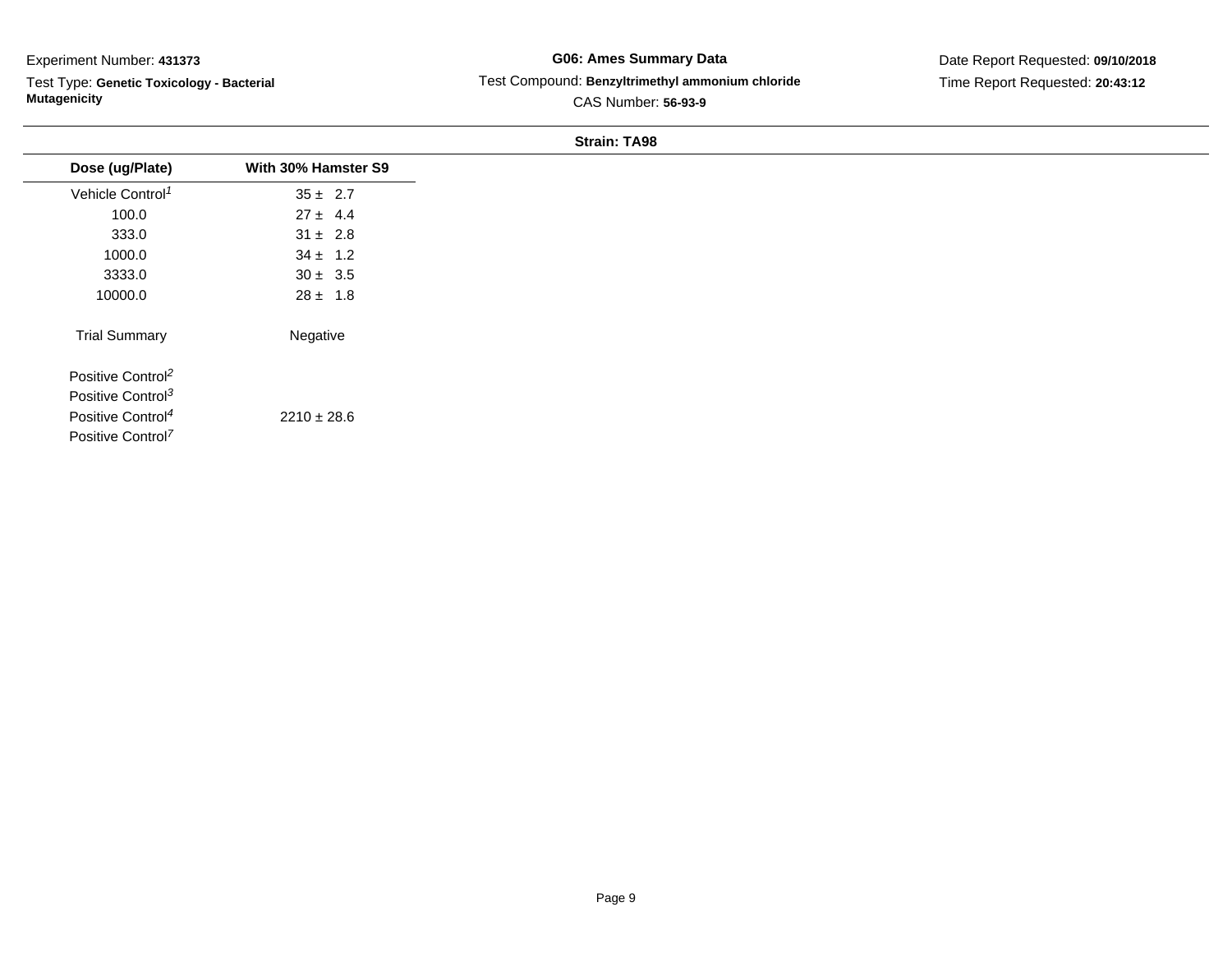Experiment Number: **431373**

Test Type: **Genetic Toxicology - Bacterial Mutagenicity**

**G06: Ames Summary Data**

Test Compound: **Benzyltrimethyl ammonium chloride**

CAS Number: **56-93-9**

Date Report Requested: **09/10/2018**

Time Report Requested: **20:43:12**

**Strain: TA98**

| Dose (ug/Plate) | With 30% Hamster S9 |
|---|---|
| Vehicle Control[1] | 35 ± 2.7 |
| 100.0 | 27 ± 4.4 |
| 333.0 | 31 ± 2.8 |
| 1000.0 | 34 ± 1.2 |
| 3333.0 | 30 ± 3.5 |
| 10000.0 | 28 ± 1.8 |
| Trial Summary | Negative |
| Positive Control[2] | |
| Positive Control[3] | |
| Positive Control[4] | 2210 ± 28.6 |
| Positive Control[7] | |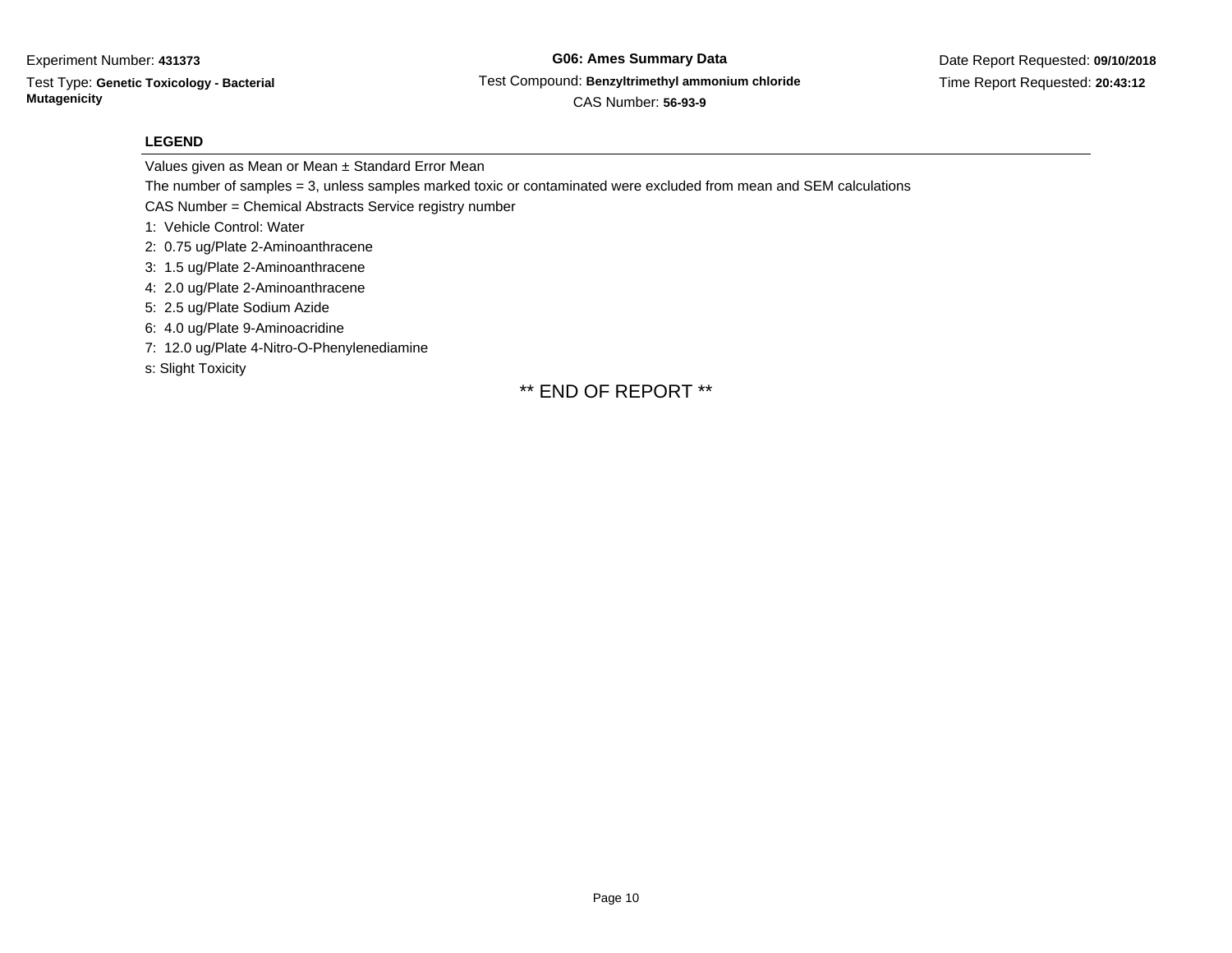Experiment Number: **431373**

Test Type: **Genetic Toxicology - Bacterial Mutagenicity**

**G06: Ames Summary Data**

Test Compound: **Benzyltrimethyl ammonium chloride**

CAS Number: **56-93-9**

Date Report Requested: **09/10/2018**

Time Report Requested: **20:43:12**

**LEGEND**

Values given as Mean or Mean ± Standard Error Mean

The number of samples = 3, unless samples marked toxic or contaminated were excluded from mean and SEM calculations

CAS Number = Chemical Abstracts Service registry number

1: Vehicle Control: Water

2: 0.75 ug/Plate 2-Aminoanthracene

3: 1.5 ug/Plate 2-Aminoanthracene

4: 2.0 ug/Plate 2-Aminoanthracene

5: 2.5 ug/Plate Sodium Azide

6: 4.0 ug/Plate 9-Aminoacridine

7: 12.0 ug/Plate 4-Nitro-O-Phenylenediamine

s: Slight Toxicity

** END OF REPORT **